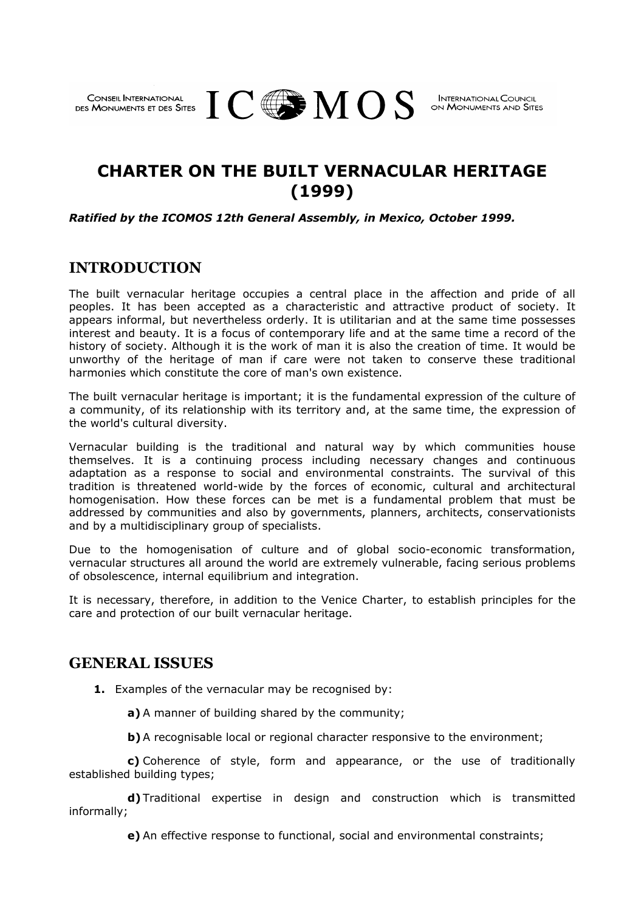CONSEIL INTERNATIONAL DES MONUMENTS ET DES SITES ICOMOS INTERNATIONAL COUNCIL ON MONUMENTS AND SITES

# CHARTER ON THE BUILT VERNACULAR HERITAGE (1999)

***Ratified by the ICOMOS 12th General Assembly, in Mexico, October 1999.***

## INTRODUCTION

The built vernacular heritage occupies a central place in the affection and pride of all peoples. It has been accepted as a characteristic and attractive product of society. It appears informal, but nevertheless orderly. It is utilitarian and at the same time possesses interest and beauty. It is a focus of contemporary life and at the same time a record of the history of society. Although it is the work of man it is also the creation of time. It would be unworthy of the heritage of man if care were not taken to conserve these traditional harmonies which constitute the core of man's own existence.

The built vernacular heritage is important; it is the fundamental expression of the culture of a community, of its relationship with its territory and, at the same time, the expression of the world's cultural diversity.

Vernacular building is the traditional and natural way by which communities house themselves. It is a continuing process including necessary changes and continuous adaptation as a response to social and environmental constraints. The survival of this tradition is threatened world-wide by the forces of economic, cultural and architectural homogenisation. How these forces can be met is a fundamental problem that must be addressed by communities and also by governments, planners, architects, conservationists and by a multidisciplinary group of specialists.

Due to the homogenisation of culture and of global socio-economic transformation, vernacular structures all around the world are extremely vulnerable, facing serious problems of obsolescence, internal equilibrium and integration.

It is necessary, therefore, in addition to the Venice Charter, to establish principles for the care and protection of our built vernacular heritage.

## GENERAL ISSUES

**1.** Examples of the vernacular may be recognised by:

**a)** A manner of building shared by the community;

**b)** A recognisable local or regional character responsive to the environment;

**c)** Coherence of style, form and appearance, or the use of traditionally established building types;

**d)** Traditional expertise in design and construction which is transmitted informally;

**e)** An effective response to functional, social and environmental constraints;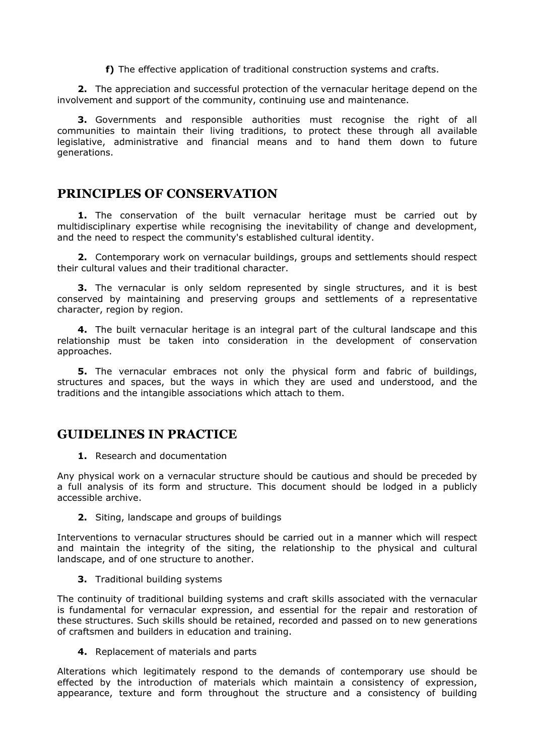**f)** The effective application of traditional construction systems and crafts.

**2.** The appreciation and successful protection of the vernacular heritage depend on the involvement and support of the community, continuing use and maintenance.

**3.** Governments and responsible authorities must recognise the right of all communities to maintain their living traditions, to protect these through all available legislative, administrative and financial means and to hand them down to future generations.

## PRINCIPLES OF CONSERVATION

**1.** The conservation of the built vernacular heritage must be carried out by multidisciplinary expertise while recognising the inevitability of change and development, and the need to respect the community's established cultural identity.

**2.** Contemporary work on vernacular buildings, groups and settlements should respect their cultural values and their traditional character.

**3.** The vernacular is only seldom represented by single structures, and it is best conserved by maintaining and preserving groups and settlements of a representative character, region by region.

**4.** The built vernacular heritage is an integral part of the cultural landscape and this relationship must be taken into consideration in the development of conservation approaches.

**5.** The vernacular embraces not only the physical form and fabric of buildings, structures and spaces, but the ways in which they are used and understood, and the traditions and the intangible associations which attach to them.

## GUIDELINES IN PRACTICE

**1.** Research and documentation

Any physical work on a vernacular structure should be cautious and should be preceded by a full analysis of its form and structure. This document should be lodged in a publicly accessible archive.

**2.** Siting, landscape and groups of buildings

Interventions to vernacular structures should be carried out in a manner which will respect and maintain the integrity of the siting, the relationship to the physical and cultural landscape, and of one structure to another.

**3.** Traditional building systems

The continuity of traditional building systems and craft skills associated with the vernacular is fundamental for vernacular expression, and essential for the repair and restoration of these structures. Such skills should be retained, recorded and passed on to new generations of craftsmen and builders in education and training.

**4.** Replacement of materials and parts

Alterations which legitimately respond to the demands of contemporary use should be effected by the introduction of materials which maintain a consistency of expression, appearance, texture and form throughout the structure and a consistency of building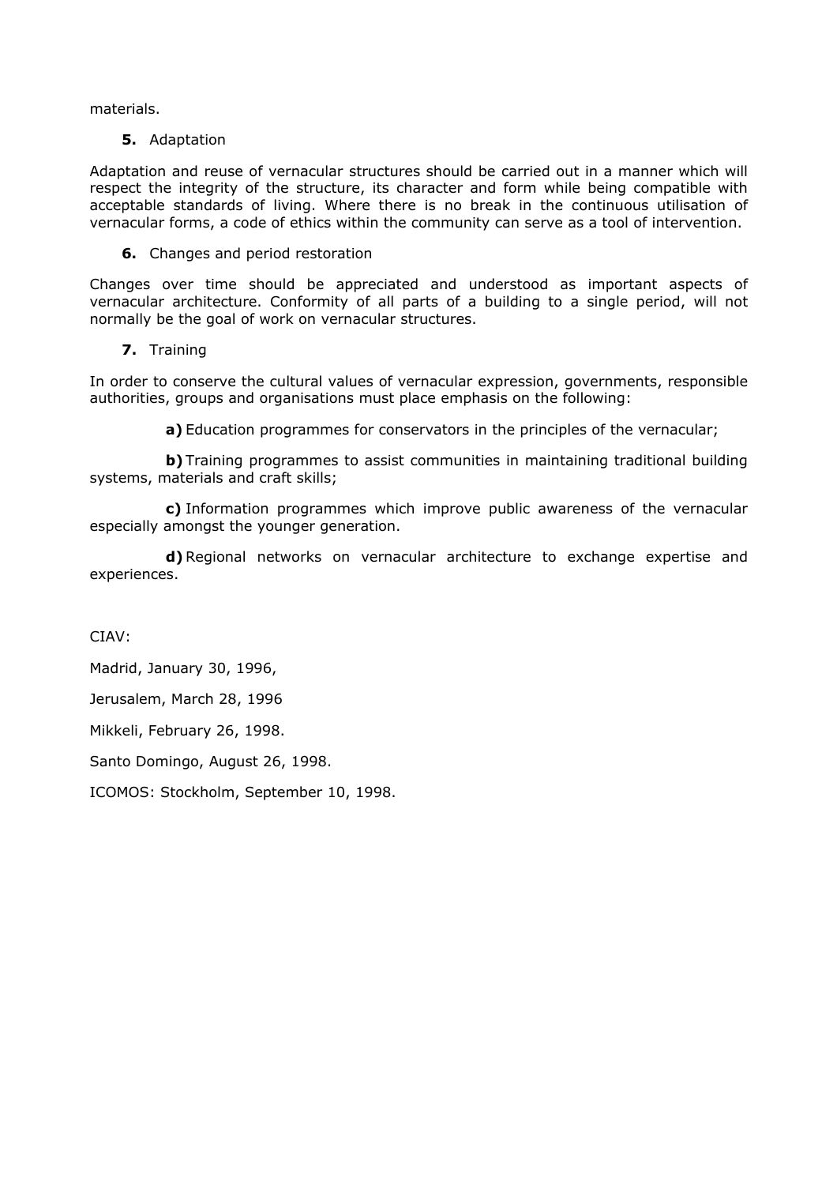materials.

**5.** Adaptation

Adaptation and reuse of vernacular structures should be carried out in a manner which will respect the integrity of the structure, its character and form while being compatible with acceptable standards of living. Where there is no break in the continuous utilisation of vernacular forms, a code of ethics within the community can serve as a tool of intervention.

**6.** Changes and period restoration

Changes over time should be appreciated and understood as important aspects of vernacular architecture. Conformity of all parts of a building to a single period, will not normally be the goal of work on vernacular structures.

**7.** Training

In order to conserve the cultural values of vernacular expression, governments, responsible authorities, groups and organisations must place emphasis on the following:

**a)** Education programmes for conservators in the principles of the vernacular;

**b)** Training programmes to assist communities in maintaining traditional building systems, materials and craft skills;

**c)** Information programmes which improve public awareness of the vernacular especially amongst the younger generation.

**d)** Regional networks on vernacular architecture to exchange expertise and experiences.

CIAV:

Madrid, January 30, 1996,

Jerusalem, March 28, 1996

Mikkeli, February 26, 1998.

Santo Domingo, August 26, 1998.

ICOMOS: Stockholm, September 10, 1998.